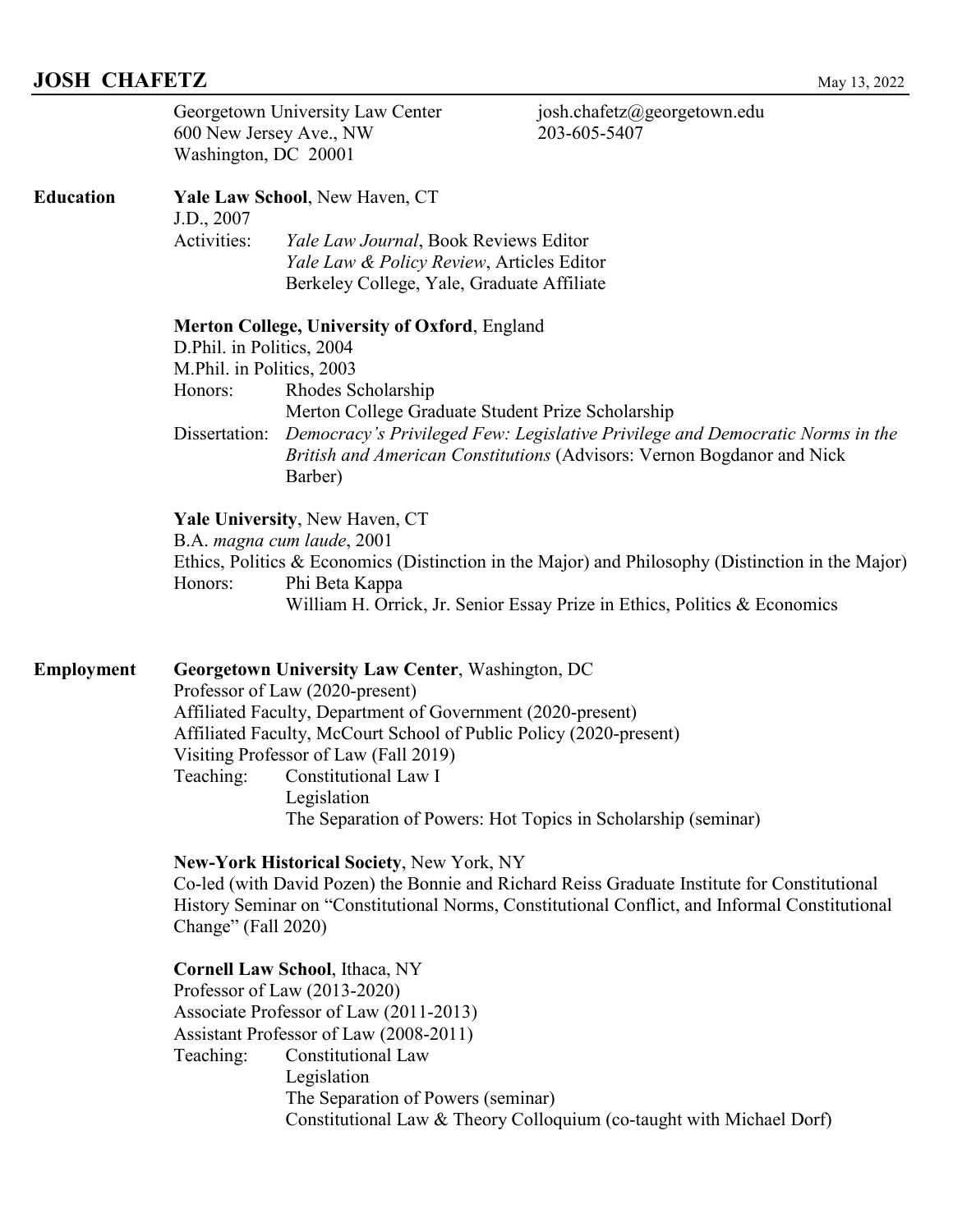# JOSH CHAFETZ

May 13, 2022

Georgetown University Law Center
600 New Jersey Ave., NW
Washington, DC 20001

josh.chafetz@georgetown.edu
203-605-5407

## Education

**Yale Law School**, New Haven, CT
J.D., 2007
Activities: *Yale Law Journal*, Book Reviews Editor
*Yale Law & Policy Review*, Articles Editor
Berkeley College, Yale, Graduate Affiliate

**Merton College, University of Oxford**, England
D.Phil. in Politics, 2004
M.Phil. in Politics, 2003
Honors: Rhodes Scholarship
Merton College Graduate Student Prize Scholarship
Dissertation: *Democracy's Privileged Few: Legislative Privilege and Democratic Norms in the British and American Constitutions* (Advisors: Vernon Bogdanor and Nick Barber)

**Yale University**, New Haven, CT
B.A. *magna cum laude*, 2001
Ethics, Politics & Economics (Distinction in the Major) and Philosophy (Distinction in the Major)
Honors: Phi Beta Kappa
William H. Orrick, Jr. Senior Essay Prize in Ethics, Politics & Economics

## Employment

**Georgetown University Law Center**, Washington, DC
Professor of Law (2020-present)
Affiliated Faculty, Department of Government (2020-present)
Affiliated Faculty, McCourt School of Public Policy (2020-present)
Visiting Professor of Law (Fall 2019)
Teaching: Constitutional Law I
Legislation
The Separation of Powers: Hot Topics in Scholarship (seminar)

**New-York Historical Society**, New York, NY
Co-led (with David Pozen) the Bonnie and Richard Reiss Graduate Institute for Constitutional History Seminar on "Constitutional Norms, Constitutional Conflict, and Informal Constitutional Change" (Fall 2020)

**Cornell Law School**, Ithaca, NY
Professor of Law (2013-2020)
Associate Professor of Law (2011-2013)
Assistant Professor of Law (2008-2011)
Teaching: Constitutional Law
Legislation
The Separation of Powers (seminar)
Constitutional Law & Theory Colloquium (co-taught with Michael Dorf)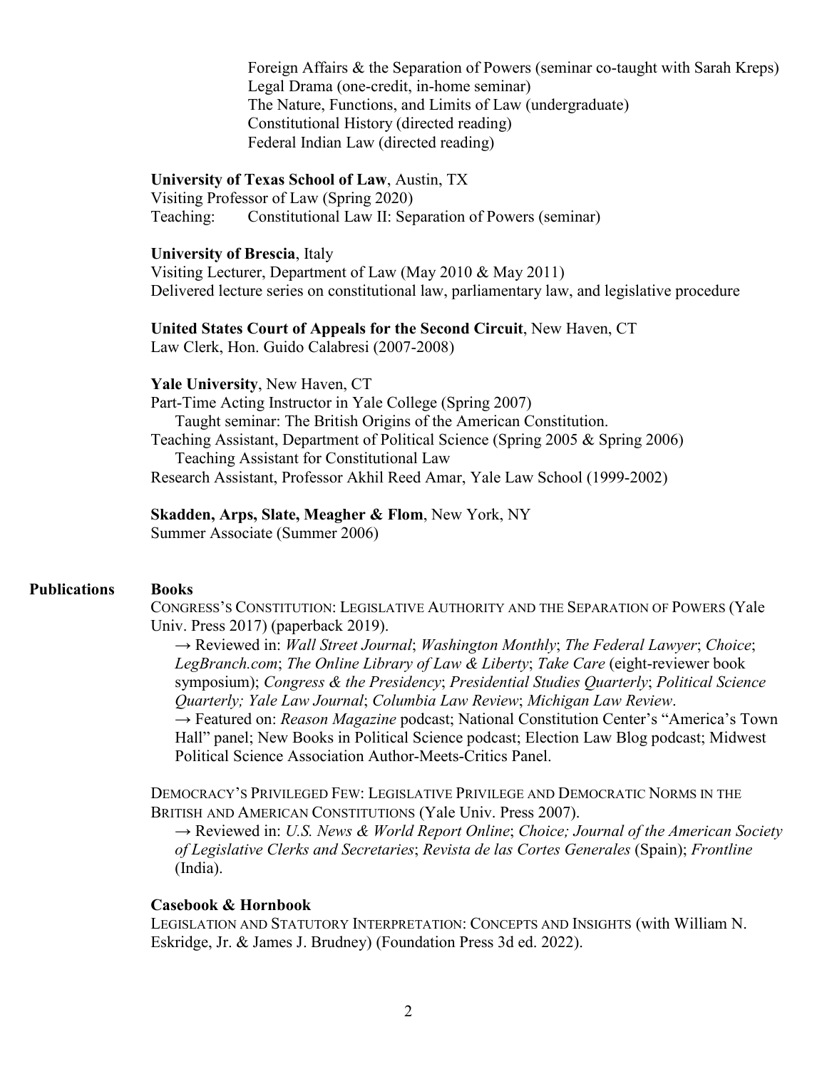Foreign Affairs & the Separation of Powers (seminar co-taught with Sarah Kreps)
Legal Drama (one-credit, in-home seminar)
The Nature, Functions, and Limits of Law (undergraduate)
Constitutional History (directed reading)
Federal Indian Law (directed reading)

**University of Texas School of Law**, Austin, TX
Visiting Professor of Law (Spring 2020)
Teaching: Constitutional Law II: Separation of Powers (seminar)

**University of Brescia**, Italy
Visiting Lecturer, Department of Law (May 2010 & May 2011)
Delivered lecture series on constitutional law, parliamentary law, and legislative procedure

**United States Court of Appeals for the Second Circuit**, New Haven, CT
Law Clerk, Hon. Guido Calabresi (2007-2008)

**Yale University**, New Haven, CT
Part-Time Acting Instructor in Yale College (Spring 2007)
Taught seminar: The British Origins of the American Constitution.
Teaching Assistant, Department of Political Science (Spring 2005 & Spring 2006)
Teaching Assistant for Constitutional Law
Research Assistant, Professor Akhil Reed Amar, Yale Law School (1999-2002)

**Skadden, Arps, Slate, Meagher & Flom**, New York, NY
Summer Associate (Summer 2006)

## Publications

**Books**

CONGRESS'S CONSTITUTION: LEGISLATIVE AUTHORITY AND THE SEPARATION OF POWERS (Yale Univ. Press 2017) (paperback 2019).

→ Reviewed in: *Wall Street Journal*; *Washington Monthly*; *The Federal Lawyer*; *Choice*; *LegBranch.com*; *The Online Library of Law & Liberty*; *Take Care* (eight-reviewer book symposium); *Congress & the Presidency*; *Presidential Studies Quarterly*; *Political Science Quarterly; Yale Law Journal*; *Columbia Law Review*; *Michigan Law Review*.

→ Featured on: *Reason Magazine* podcast; National Constitution Center's "America's Town Hall" panel; New Books in Political Science podcast; Election Law Blog podcast; Midwest Political Science Association Author-Meets-Critics Panel.

DEMOCRACY'S PRIVILEGED FEW: LEGISLATIVE PRIVILEGE AND DEMOCRATIC NORMS IN THE BRITISH AND AMERICAN CONSTITUTIONS (Yale Univ. Press 2007).

→ Reviewed in: *U.S. News & World Report Online*; *Choice; Journal of the American Society of Legislative Clerks and Secretaries*; *Revista de las Cortes Generales* (Spain); *Frontline* (India).

**Casebook & Hornbook**

LEGISLATION AND STATUTORY INTERPRETATION: CONCEPTS AND INSIGHTS (with William N. Eskridge, Jr. & James J. Brudney) (Foundation Press 3d ed. 2022).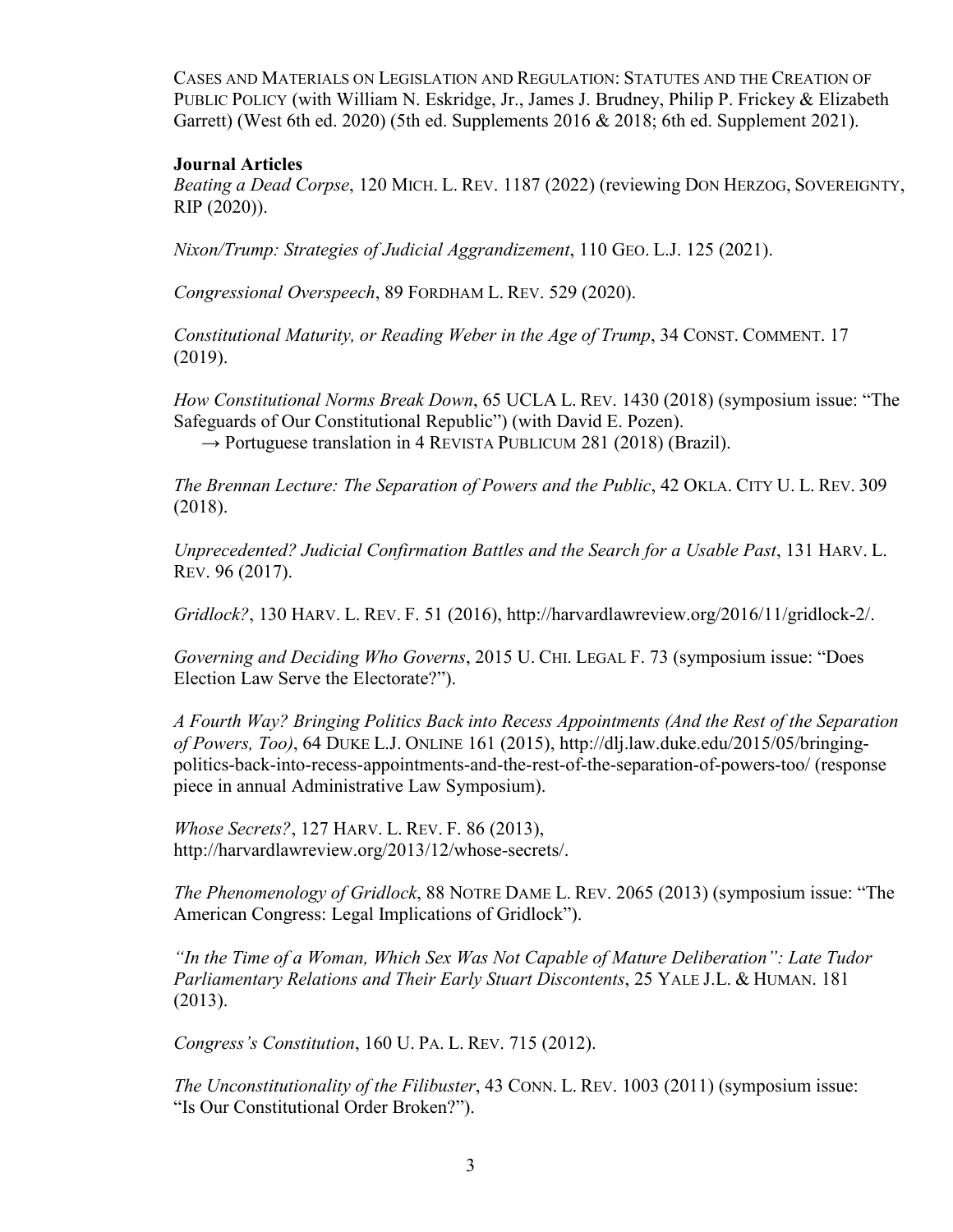CASES AND MATERIALS ON LEGISLATION AND REGULATION: STATUTES AND THE CREATION OF PUBLIC POLICY (with William N. Eskridge, Jr., James J. Brudney, Philip P. Frickey & Elizabeth Garrett) (West 6th ed. 2020) (5th ed. Supplements 2016 & 2018; 6th ed. Supplement 2021).

**Journal Articles**

*Beating a Dead Corpse*, 120 MICH. L. REV. 1187 (2022) (reviewing DON HERZOG, SOVEREIGNTY, RIP (2020)).

*Nixon/Trump: Strategies of Judicial Aggrandizement*, 110 GEO. L.J. 125 (2021).

*Congressional Overspeech*, 89 FORDHAM L. REV. 529 (2020).

*Constitutional Maturity, or Reading Weber in the Age of Trump*, 34 CONST. COMMENT. 17 (2019).

*How Constitutional Norms Break Down*, 65 UCLA L. REV. 1430 (2018) (symposium issue: "The Safeguards of Our Constitutional Republic") (with David E. Pozen).
→ Portuguese translation in 4 REVISTA PUBLICUM 281 (2018) (Brazil).

*The Brennan Lecture: The Separation of Powers and the Public*, 42 OKLA. CITY U. L. REV. 309 (2018).

*Unprecedented? Judicial Confirmation Battles and the Search for a Usable Past*, 131 HARV. L. REV. 96 (2017).

*Gridlock?*, 130 HARV. L. REV. F. 51 (2016), http://harvardlawreview.org/2016/11/gridlock-2/.

*Governing and Deciding Who Governs*, 2015 U. CHI. LEGAL F. 73 (symposium issue: "Does Election Law Serve the Electorate?").

*A Fourth Way? Bringing Politics Back into Recess Appointments (And the Rest of the Separation of Powers, Too)*, 64 DUKE L.J. ONLINE 161 (2015), http://dlj.law.duke.edu/2015/05/bringing-politics-back-into-recess-appointments-and-the-rest-of-the-separation-of-powers-too/ (response piece in annual Administrative Law Symposium).

*Whose Secrets?*, 127 HARV. L. REV. F. 86 (2013), http://harvardlawreview.org/2013/12/whose-secrets/.

*The Phenomenology of Gridlock*, 88 NOTRE DAME L. REV. 2065 (2013) (symposium issue: "The American Congress: Legal Implications of Gridlock").

*"In the Time of a Woman, Which Sex Was Not Capable of Mature Deliberation": Late Tudor Parliamentary Relations and Their Early Stuart Discontents*, 25 YALE J.L. & HUMAN. 181 (2013).

*Congress's Constitution*, 160 U. PA. L. REV. 715 (2012).

*The Unconstitutionality of the Filibuster*, 43 CONN. L. REV. 1003 (2011) (symposium issue: "Is Our Constitutional Order Broken?").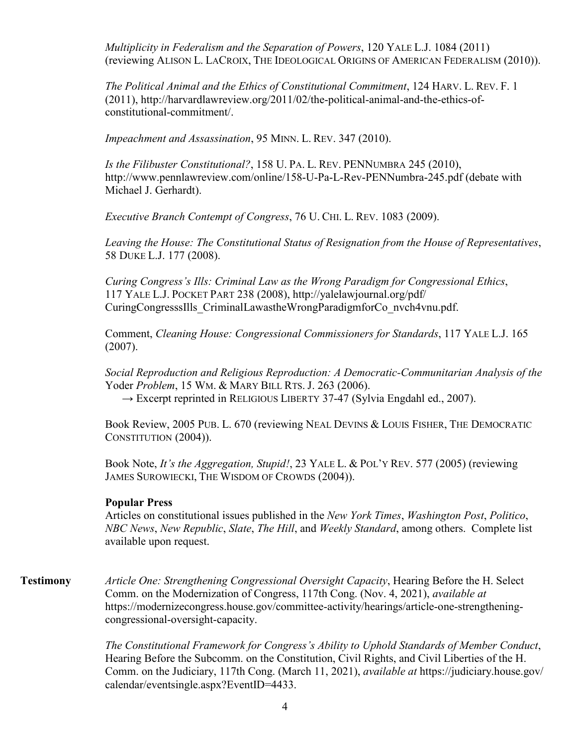*Multiplicity in Federalism and the Separation of Powers*, 120 YALE L.J. 1084 (2011) (reviewing ALISON L. LACROIX, THE IDEOLOGICAL ORIGINS OF AMERICAN FEDERALISM (2010)).

*The Political Animal and the Ethics of Constitutional Commitment*, 124 HARV. L. REV. F. 1 (2011), http://harvardlawreview.org/2011/02/the-political-animal-and-the-ethics-of-constitutional-commitment/.

*Impeachment and Assassination*, 95 MINN. L. REV. 347 (2010).

*Is the Filibuster Constitutional?*, 158 U. PA. L. REV. PENNUMBRA 245 (2010), http://www.pennlawreview.com/online/158-U-Pa-L-Rev-PENNumbra-245.pdf (debate with Michael J. Gerhardt).

*Executive Branch Contempt of Congress*, 76 U. CHI. L. REV. 1083 (2009).

*Leaving the House: The Constitutional Status of Resignation from the House of Representatives*, 58 DUKE L.J. 177 (2008).

*Curing Congress's Ills: Criminal Law as the Wrong Paradigm for Congressional Ethics*, 117 YALE L.J. POCKET PART 238 (2008), http://yalelawjournal.org/pdf/CuringCongresssIlls_CriminalLawastheWrongParadigmforCo_nvch4vnu.pdf.

Comment, *Cleaning House: Congressional Commissioners for Standards*, 117 YALE L.J. 165 (2007).

*Social Reproduction and Religious Reproduction: A Democratic-Communitarian Analysis of the* Yoder *Problem*, 15 WM. & MARY BILL RTS. J. 263 (2006).
→ Excerpt reprinted in RELIGIOUS LIBERTY 37-47 (Sylvia Engdahl ed., 2007).

Book Review, 2005 PUB. L. 670 (reviewing NEAL DEVINS & LOUIS FISHER, THE DEMOCRATIC CONSTITUTION (2004)).

Book Note, *It's the Aggregation, Stupid!*, 23 YALE L. & POL'Y REV. 577 (2005) (reviewing JAMES SUROWIECKI, THE WISDOM OF CROWDS (2004)).

**Popular Press**

Articles on constitutional issues published in the *New York Times*, *Washington Post*, *Politico*, *NBC News*, *New Republic*, *Slate*, *The Hill*, and *Weekly Standard*, among others. Complete list available upon request.

**Testimony**

*Article One: Strengthening Congressional Oversight Capacity*, Hearing Before the H. Select Comm. on the Modernization of Congress, 117th Cong. (Nov. 4, 2021), *available at* https://modernizecongress.house.gov/committee-activity/hearings/article-one-strengthening-congressional-oversight-capacity.

*The Constitutional Framework for Congress's Ability to Uphold Standards of Member Conduct*, Hearing Before the Subcomm. on the Constitution, Civil Rights, and Civil Liberties of the H. Comm. on the Judiciary, 117th Cong. (March 11, 2021), *available at* https://judiciary.house.gov/calendar/eventsingle.aspx?EventID=4433.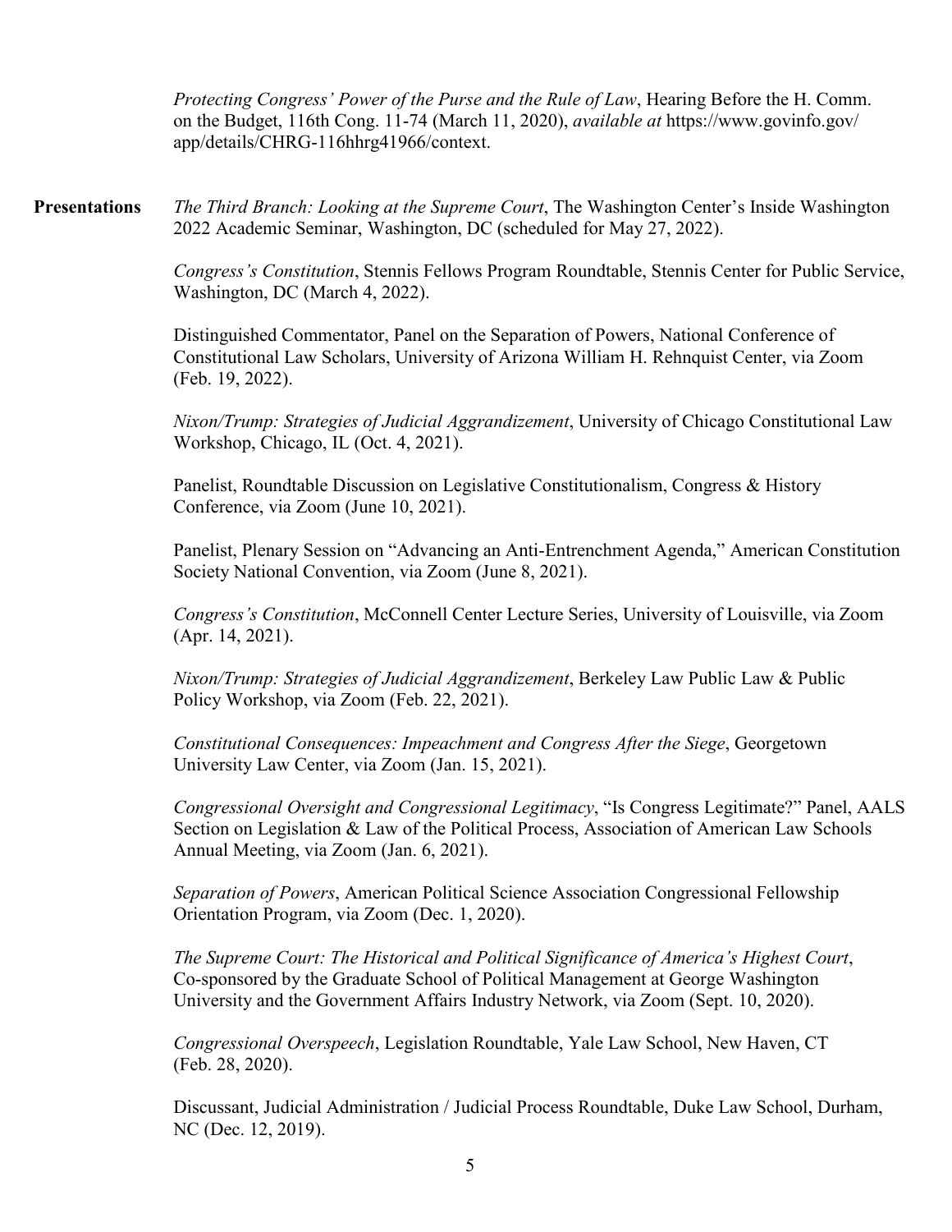*Protecting Congress' Power of the Purse and the Rule of Law*, Hearing Before the H. Comm. on the Budget, 116th Cong. 11-74 (March 11, 2020), *available at* https://www.govinfo.gov/app/details/CHRG-116hhrg41966/context.

**Presentations**

*The Third Branch: Looking at the Supreme Court*, The Washington Center's Inside Washington 2022 Academic Seminar, Washington, DC (scheduled for May 27, 2022).

*Congress's Constitution*, Stennis Fellows Program Roundtable, Stennis Center for Public Service, Washington, DC (March 4, 2022).

Distinguished Commentator, Panel on the Separation of Powers, National Conference of Constitutional Law Scholars, University of Arizona William H. Rehnquist Center, via Zoom (Feb. 19, 2022).

*Nixon/Trump: Strategies of Judicial Aggrandizement*, University of Chicago Constitutional Law Workshop, Chicago, IL (Oct. 4, 2021).

Panelist, Roundtable Discussion on Legislative Constitutionalism, Congress & History Conference, via Zoom (June 10, 2021).

Panelist, Plenary Session on "Advancing an Anti-Entrenchment Agenda," American Constitution Society National Convention, via Zoom (June 8, 2021).

*Congress's Constitution*, McConnell Center Lecture Series, University of Louisville, via Zoom (Apr. 14, 2021).

*Nixon/Trump: Strategies of Judicial Aggrandizement*, Berkeley Law Public Law & Public Policy Workshop, via Zoom (Feb. 22, 2021).

*Constitutional Consequences: Impeachment and Congress After the Siege*, Georgetown University Law Center, via Zoom (Jan. 15, 2021).

*Congressional Oversight and Congressional Legitimacy*, "Is Congress Legitimate?" Panel, AALS Section on Legislation & Law of the Political Process, Association of American Law Schools Annual Meeting, via Zoom (Jan. 6, 2021).

*Separation of Powers*, American Political Science Association Congressional Fellowship Orientation Program, via Zoom (Dec. 1, 2020).

*The Supreme Court: The Historical and Political Significance of America's Highest Court*, Co-sponsored by the Graduate School of Political Management at George Washington University and the Government Affairs Industry Network, via Zoom (Sept. 10, 2020).

*Congressional Overspeech*, Legislation Roundtable, Yale Law School, New Haven, CT (Feb. 28, 2020).

Discussant, Judicial Administration / Judicial Process Roundtable, Duke Law School, Durham, NC (Dec. 12, 2019).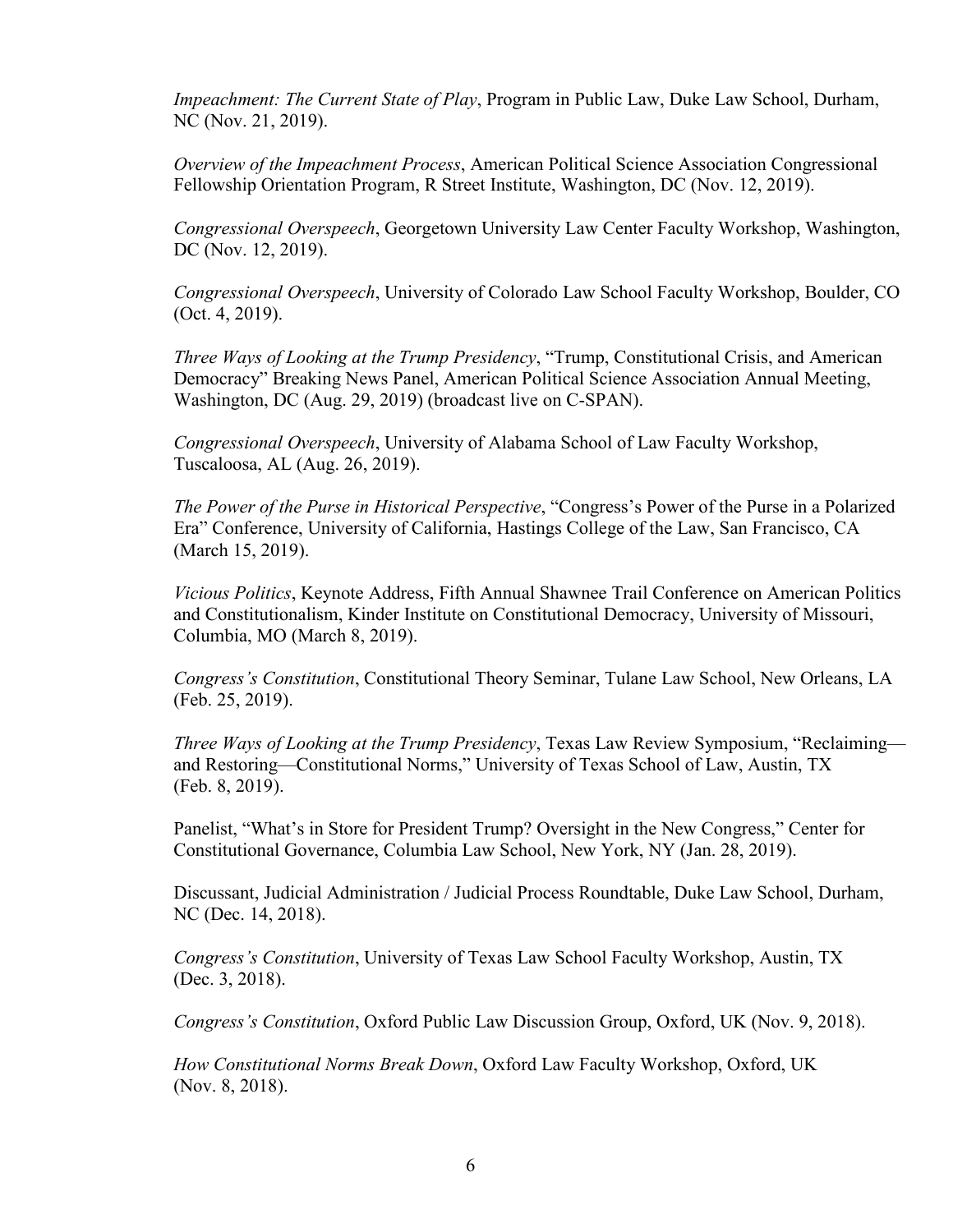*Impeachment: The Current State of Play*, Program in Public Law, Duke Law School, Durham, NC (Nov. 21, 2019).

*Overview of the Impeachment Process*, American Political Science Association Congressional Fellowship Orientation Program, R Street Institute, Washington, DC (Nov. 12, 2019).

*Congressional Overspeech*, Georgetown University Law Center Faculty Workshop, Washington, DC (Nov. 12, 2019).

*Congressional Overspeech*, University of Colorado Law School Faculty Workshop, Boulder, CO (Oct. 4, 2019).

*Three Ways of Looking at the Trump Presidency*, "Trump, Constitutional Crisis, and American Democracy" Breaking News Panel, American Political Science Association Annual Meeting, Washington, DC (Aug. 29, 2019) (broadcast live on C-SPAN).

*Congressional Overspeech*, University of Alabama School of Law Faculty Workshop, Tuscaloosa, AL (Aug. 26, 2019).

*The Power of the Purse in Historical Perspective*, "Congress's Power of the Purse in a Polarized Era" Conference, University of California, Hastings College of the Law, San Francisco, CA (March 15, 2019).

*Vicious Politics*, Keynote Address, Fifth Annual Shawnee Trail Conference on American Politics and Constitutionalism, Kinder Institute on Constitutional Democracy, University of Missouri, Columbia, MO (March 8, 2019).

*Congress's Constitution*, Constitutional Theory Seminar, Tulane Law School, New Orleans, LA (Feb. 25, 2019).

*Three Ways of Looking at the Trump Presidency*, Texas Law Review Symposium, "Reclaiming—and Restoring—Constitutional Norms," University of Texas School of Law, Austin, TX (Feb. 8, 2019).

Panelist, "What's in Store for President Trump? Oversight in the New Congress," Center for Constitutional Governance, Columbia Law School, New York, NY (Jan. 28, 2019).

Discussant, Judicial Administration / Judicial Process Roundtable, Duke Law School, Durham, NC (Dec. 14, 2018).

*Congress's Constitution*, University of Texas Law School Faculty Workshop, Austin, TX (Dec. 3, 2018).

*Congress's Constitution*, Oxford Public Law Discussion Group, Oxford, UK (Nov. 9, 2018).

*How Constitutional Norms Break Down*, Oxford Law Faculty Workshop, Oxford, UK (Nov. 8, 2018).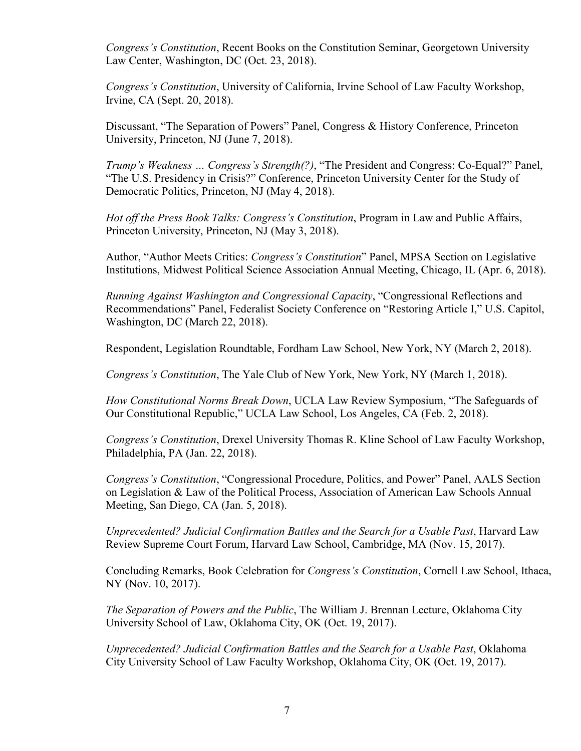*Congress's Constitution*, Recent Books on the Constitution Seminar, Georgetown University Law Center, Washington, DC (Oct. 23, 2018).

*Congress's Constitution*, University of California, Irvine School of Law Faculty Workshop, Irvine, CA (Sept. 20, 2018).

Discussant, "The Separation of Powers" Panel, Congress & History Conference, Princeton University, Princeton, NJ (June 7, 2018).

*Trump's Weakness … Congress's Strength(?)*, "The President and Congress: Co-Equal?" Panel, "The U.S. Presidency in Crisis?" Conference, Princeton University Center for the Study of Democratic Politics, Princeton, NJ (May 4, 2018).

*Hot off the Press Book Talks: Congress's Constitution*, Program in Law and Public Affairs, Princeton University, Princeton, NJ (May 3, 2018).

Author, "Author Meets Critics: *Congress's Constitution*" Panel, MPSA Section on Legislative Institutions, Midwest Political Science Association Annual Meeting, Chicago, IL (Apr. 6, 2018).

*Running Against Washington and Congressional Capacity*, "Congressional Reflections and Recommendations" Panel, Federalist Society Conference on "Restoring Article I," U.S. Capitol, Washington, DC (March 22, 2018).

Respondent, Legislation Roundtable, Fordham Law School, New York, NY (March 2, 2018).

*Congress's Constitution*, The Yale Club of New York, New York, NY (March 1, 2018).

*How Constitutional Norms Break Down*, UCLA Law Review Symposium, "The Safeguards of Our Constitutional Republic," UCLA Law School, Los Angeles, CA (Feb. 2, 2018).

*Congress's Constitution*, Drexel University Thomas R. Kline School of Law Faculty Workshop, Philadelphia, PA (Jan. 22, 2018).

*Congress's Constitution*, "Congressional Procedure, Politics, and Power" Panel, AALS Section on Legislation & Law of the Political Process, Association of American Law Schools Annual Meeting, San Diego, CA (Jan. 5, 2018).

*Unprecedented? Judicial Confirmation Battles and the Search for a Usable Past*, Harvard Law Review Supreme Court Forum, Harvard Law School, Cambridge, MA (Nov. 15, 2017).

Concluding Remarks, Book Celebration for *Congress's Constitution*, Cornell Law School, Ithaca, NY (Nov. 10, 2017).

*The Separation of Powers and the Public*, The William J. Brennan Lecture, Oklahoma City University School of Law, Oklahoma City, OK (Oct. 19, 2017).

*Unprecedented? Judicial Confirmation Battles and the Search for a Usable Past*, Oklahoma City University School of Law Faculty Workshop, Oklahoma City, OK (Oct. 19, 2017).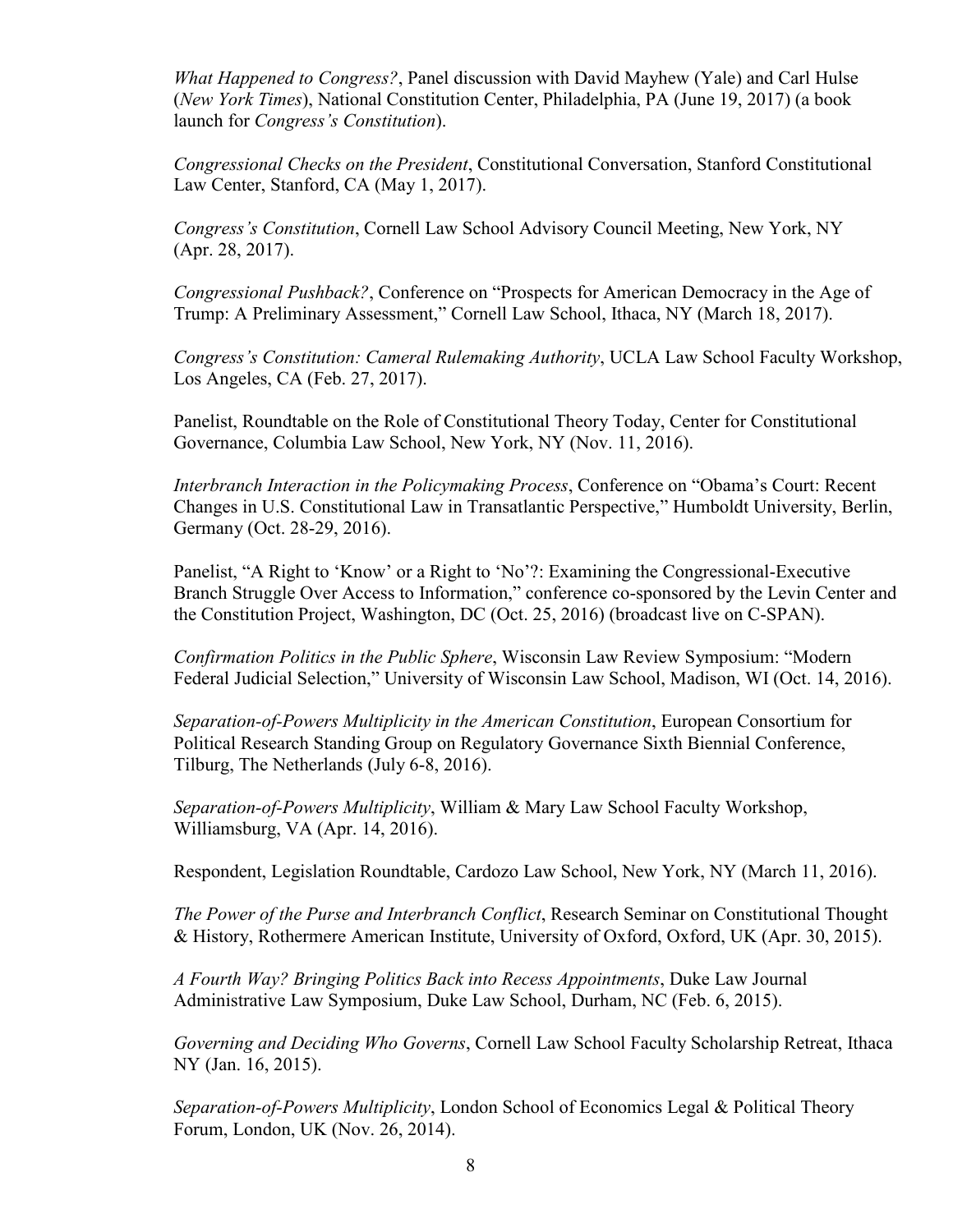*What Happened to Congress?*, Panel discussion with David Mayhew (Yale) and Carl Hulse (*New York Times*), National Constitution Center, Philadelphia, PA (June 19, 2017) (a book launch for *Congress's Constitution*).

*Congressional Checks on the President*, Constitutional Conversation, Stanford Constitutional Law Center, Stanford, CA (May 1, 2017).

*Congress's Constitution*, Cornell Law School Advisory Council Meeting, New York, NY (Apr. 28, 2017).

*Congressional Pushback?*, Conference on "Prospects for American Democracy in the Age of Trump: A Preliminary Assessment," Cornell Law School, Ithaca, NY (March 18, 2017).

*Congress's Constitution: Cameral Rulemaking Authority*, UCLA Law School Faculty Workshop, Los Angeles, CA (Feb. 27, 2017).

Panelist, Roundtable on the Role of Constitutional Theory Today, Center for Constitutional Governance, Columbia Law School, New York, NY (Nov. 11, 2016).

*Interbranch Interaction in the Policymaking Process*, Conference on "Obama's Court: Recent Changes in U.S. Constitutional Law in Transatlantic Perspective," Humboldt University, Berlin, Germany (Oct. 28-29, 2016).

Panelist, "A Right to 'Know' or a Right to 'No'?: Examining the Congressional-Executive Branch Struggle Over Access to Information," conference co-sponsored by the Levin Center and the Constitution Project, Washington, DC (Oct. 25, 2016) (broadcast live on C-SPAN).

*Confirmation Politics in the Public Sphere*, Wisconsin Law Review Symposium: "Modern Federal Judicial Selection," University of Wisconsin Law School, Madison, WI (Oct. 14, 2016).

*Separation-of-Powers Multiplicity in the American Constitution*, European Consortium for Political Research Standing Group on Regulatory Governance Sixth Biennial Conference, Tilburg, The Netherlands (July 6-8, 2016).

*Separation-of-Powers Multiplicity*, William & Mary Law School Faculty Workshop, Williamsburg, VA (Apr. 14, 2016).

Respondent, Legislation Roundtable, Cardozo Law School, New York, NY (March 11, 2016).

*The Power of the Purse and Interbranch Conflict*, Research Seminar on Constitutional Thought & History, Rothermere American Institute, University of Oxford, Oxford, UK (Apr. 30, 2015).

*A Fourth Way? Bringing Politics Back into Recess Appointments*, Duke Law Journal Administrative Law Symposium, Duke Law School, Durham, NC (Feb. 6, 2015).

*Governing and Deciding Who Governs*, Cornell Law School Faculty Scholarship Retreat, Ithaca NY (Jan. 16, 2015).

*Separation-of-Powers Multiplicity*, London School of Economics Legal & Political Theory Forum, London, UK (Nov. 26, 2014).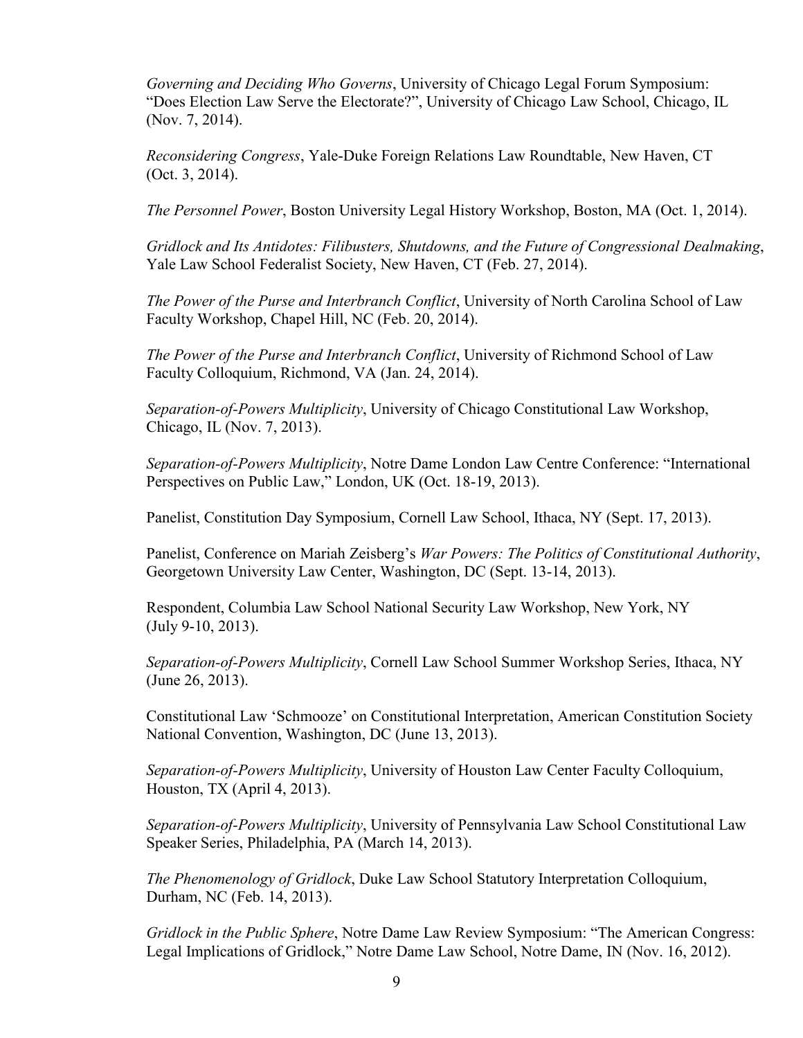*Governing and Deciding Who Governs*, University of Chicago Legal Forum Symposium: "Does Election Law Serve the Electorate?", University of Chicago Law School, Chicago, IL (Nov. 7, 2014).

*Reconsidering Congress*, Yale-Duke Foreign Relations Law Roundtable, New Haven, CT (Oct. 3, 2014).

*The Personnel Power*, Boston University Legal History Workshop, Boston, MA (Oct. 1, 2014).

*Gridlock and Its Antidotes: Filibusters, Shutdowns, and the Future of Congressional Dealmaking*, Yale Law School Federalist Society, New Haven, CT (Feb. 27, 2014).

*The Power of the Purse and Interbranch Conflict*, University of North Carolina School of Law Faculty Workshop, Chapel Hill, NC (Feb. 20, 2014).

*The Power of the Purse and Interbranch Conflict*, University of Richmond School of Law Faculty Colloquium, Richmond, VA (Jan. 24, 2014).

*Separation-of-Powers Multiplicity*, University of Chicago Constitutional Law Workshop, Chicago, IL (Nov. 7, 2013).

*Separation-of-Powers Multiplicity*, Notre Dame London Law Centre Conference: "International Perspectives on Public Law," London, UK (Oct. 18-19, 2013).

Panelist, Constitution Day Symposium, Cornell Law School, Ithaca, NY (Sept. 17, 2013).

Panelist, Conference on Mariah Zeisberg's *War Powers: The Politics of Constitutional Authority*, Georgetown University Law Center, Washington, DC (Sept. 13-14, 2013).

Respondent, Columbia Law School National Security Law Workshop, New York, NY (July 9-10, 2013).

*Separation-of-Powers Multiplicity*, Cornell Law School Summer Workshop Series, Ithaca, NY (June 26, 2013).

Constitutional Law 'Schmooze' on Constitutional Interpretation, American Constitution Society National Convention, Washington, DC (June 13, 2013).

*Separation-of-Powers Multiplicity*, University of Houston Law Center Faculty Colloquium, Houston, TX (April 4, 2013).

*Separation-of-Powers Multiplicity*, University of Pennsylvania Law School Constitutional Law Speaker Series, Philadelphia, PA (March 14, 2013).

*The Phenomenology of Gridlock*, Duke Law School Statutory Interpretation Colloquium, Durham, NC (Feb. 14, 2013).

*Gridlock in the Public Sphere*, Notre Dame Law Review Symposium: "The American Congress: Legal Implications of Gridlock," Notre Dame Law School, Notre Dame, IN (Nov. 16, 2012).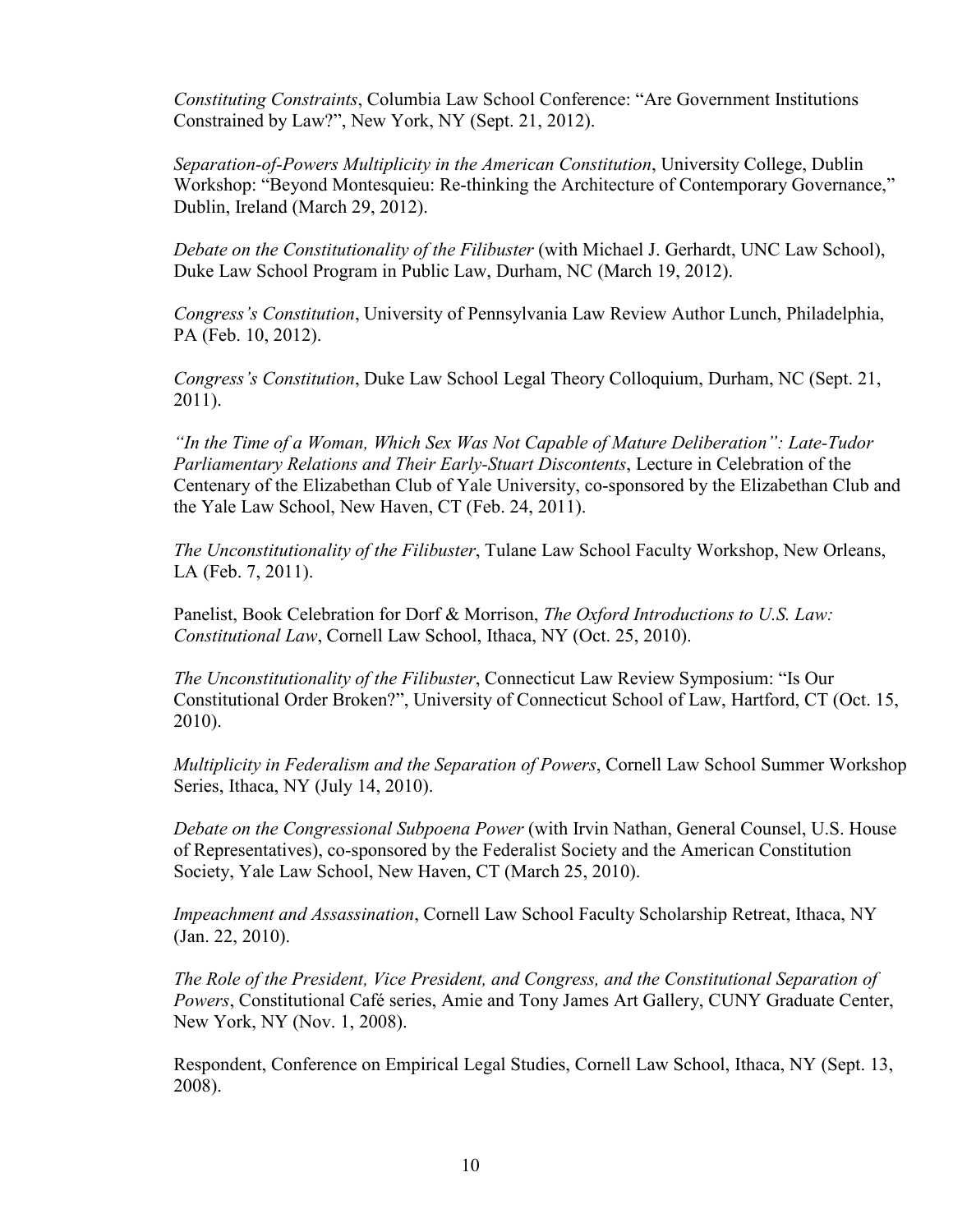*Constituting Constraints*, Columbia Law School Conference: "Are Government Institutions Constrained by Law?", New York, NY (Sept. 21, 2012).

*Separation-of-Powers Multiplicity in the American Constitution*, University College, Dublin Workshop: "Beyond Montesquieu: Re-thinking the Architecture of Contemporary Governance," Dublin, Ireland (March 29, 2012).

*Debate on the Constitutionality of the Filibuster* (with Michael J. Gerhardt, UNC Law School), Duke Law School Program in Public Law, Durham, NC (March 19, 2012).

*Congress's Constitution*, University of Pennsylvania Law Review Author Lunch, Philadelphia, PA (Feb. 10, 2012).

*Congress's Constitution*, Duke Law School Legal Theory Colloquium, Durham, NC (Sept. 21, 2011).

*"In the Time of a Woman, Which Sex Was Not Capable of Mature Deliberation": Late-Tudor Parliamentary Relations and Their Early-Stuart Discontents*, Lecture in Celebration of the Centenary of the Elizabethan Club of Yale University, co-sponsored by the Elizabethan Club and the Yale Law School, New Haven, CT (Feb. 24, 2011).

*The Unconstitutionality of the Filibuster*, Tulane Law School Faculty Workshop, New Orleans, LA (Feb. 7, 2011).

Panelist, Book Celebration for Dorf & Morrison, *The Oxford Introductions to U.S. Law: Constitutional Law*, Cornell Law School, Ithaca, NY (Oct. 25, 2010).

*The Unconstitutionality of the Filibuster*, Connecticut Law Review Symposium: "Is Our Constitutional Order Broken?", University of Connecticut School of Law, Hartford, CT (Oct. 15, 2010).

*Multiplicity in Federalism and the Separation of Powers*, Cornell Law School Summer Workshop Series, Ithaca, NY (July 14, 2010).

*Debate on the Congressional Subpoena Power* (with Irvin Nathan, General Counsel, U.S. House of Representatives), co-sponsored by the Federalist Society and the American Constitution Society, Yale Law School, New Haven, CT (March 25, 2010).

*Impeachment and Assassination*, Cornell Law School Faculty Scholarship Retreat, Ithaca, NY (Jan. 22, 2010).

*The Role of the President, Vice President, and Congress, and the Constitutional Separation of Powers*, Constitutional Café series, Amie and Tony James Art Gallery, CUNY Graduate Center, New York, NY (Nov. 1, 2008).

Respondent, Conference on Empirical Legal Studies, Cornell Law School, Ithaca, NY (Sept. 13, 2008).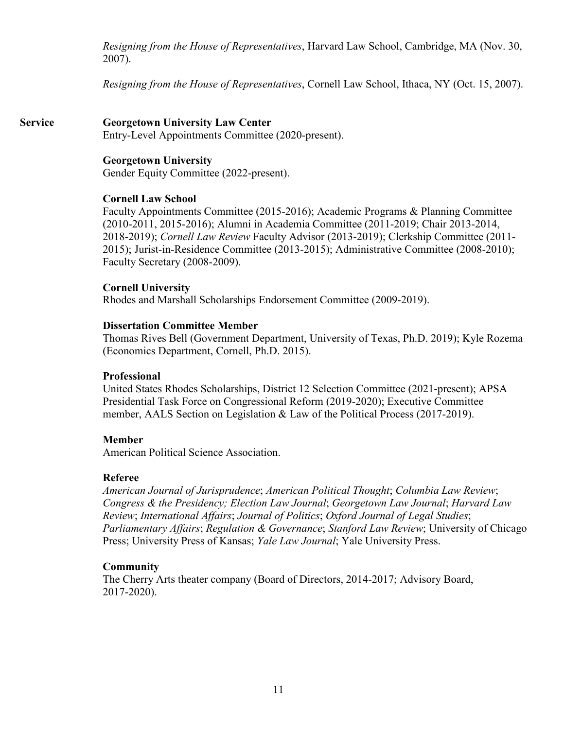*Resigning from the House of Representatives*, Harvard Law School, Cambridge, MA (Nov. 30, 2007).

*Resigning from the House of Representatives*, Cornell Law School, Ithaca, NY (Oct. 15, 2007).

## Service

**Georgetown University Law Center**
Entry-Level Appointments Committee (2020-present).

**Georgetown University**
Gender Equity Committee (2022-present).

**Cornell Law School**
Faculty Appointments Committee (2015-2016); Academic Programs & Planning Committee (2010-2011, 2015-2016); Alumni in Academia Committee (2011-2019; Chair 2013-2014, 2018-2019); *Cornell Law Review* Faculty Advisor (2013-2019); Clerkship Committee (2011-2015); Jurist-in-Residence Committee (2013-2015); Administrative Committee (2008-2010); Faculty Secretary (2008-2009).

**Cornell University**
Rhodes and Marshall Scholarships Endorsement Committee (2009-2019).

**Dissertation Committee Member**
Thomas Rives Bell (Government Department, University of Texas, Ph.D. 2019); Kyle Rozema (Economics Department, Cornell, Ph.D. 2015).

**Professional**
United States Rhodes Scholarships, District 12 Selection Committee (2021-present); APSA Presidential Task Force on Congressional Reform (2019-2020); Executive Committee member, AALS Section on Legislation & Law of the Political Process (2017-2019).

**Member**
American Political Science Association.

**Referee**
*American Journal of Jurisprudence*; *American Political Thought*; *Columbia Law Review*; *Congress & the Presidency; Election Law Journal*; *Georgetown Law Journal*; *Harvard Law Review*; *International Affairs*; *Journal of Politics*; *Oxford Journal of Legal Studies*; *Parliamentary Affairs*; *Regulation & Governance*; *Stanford Law Review*; University of Chicago Press; University Press of Kansas; *Yale Law Journal*; Yale University Press.

**Community**
The Cherry Arts theater company (Board of Directors, 2014-2017; Advisory Board, 2017-2020).